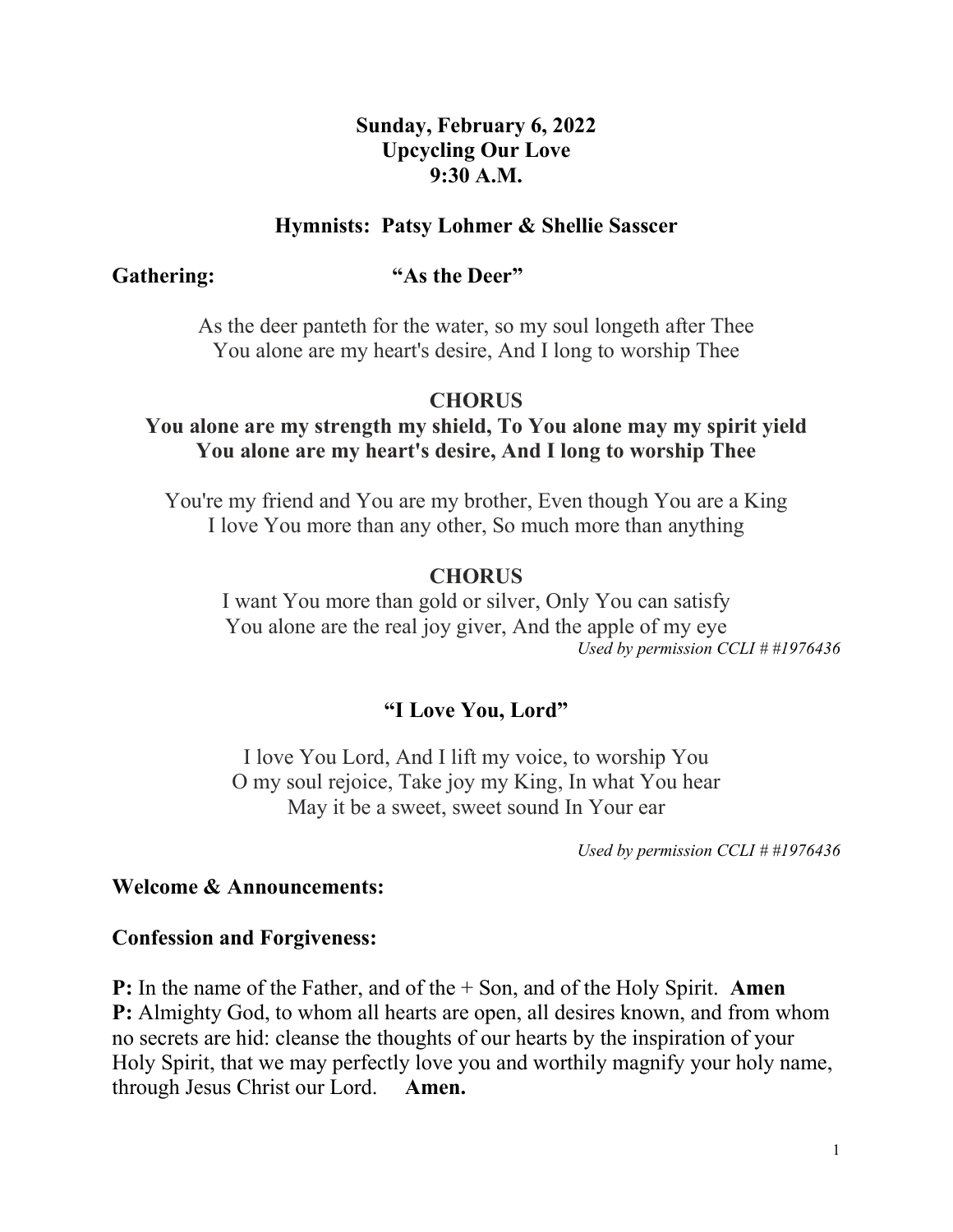**Sunday, February 6, 2022**
**Upcycling Our Love**
**9:30 A.M.**

**Hymnists: Patsy Lohmer & Shellie Sasscer**

**Gathering: "As the Deer"**

As the deer panteth for the water, so my soul longeth after Thee
You alone are my heart's desire, And I long to worship Thee

**CHORUS**
**You alone are my strength my shield, To You alone may my spirit yield**
**You alone are my heart's desire, And I long to worship Thee**

You're my friend and You are my brother, Even though You are a King
I love You more than any other, So much more than anything

**CHORUS**
I want You more than gold or silver, Only You can satisfy
You alone are the real joy giver, And the apple of my eye
*Used by permission CCLI # #1976436*

**"I Love You, Lord"**

I love You Lord, And I lift my voice, to worship You
O my soul rejoice, Take joy my King, In what You hear
May it be a sweet, sweet sound In Your ear

*Used by permission CCLI # #1976436*

**Welcome & Announcements:**

**Confession and Forgiveness:**

**P:** In the name of the Father, and of the + Son, and of the Holy Spirit. **Amen**
**P:** Almighty God, to whom all hearts are open, all desires known, and from whom no secrets are hid: cleanse the thoughts of our hearts by the inspiration of your Holy Spirit, that we may perfectly love you and worthily magnify your holy name, through Jesus Christ our Lord. **Amen.**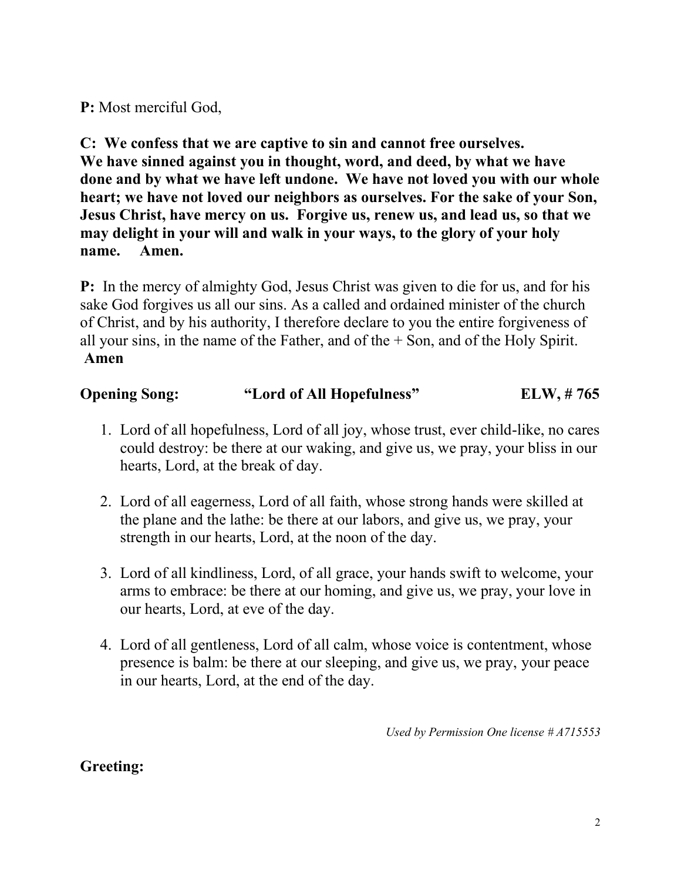**P:** Most merciful God,

**C: We confess that we are captive to sin and cannot free ourselves. We have sinned against you in thought, word, and deed, by what we have done and by what we have left undone. We have not loved you with our whole heart; we have not loved our neighbors as ourselves. For the sake of your Son, Jesus Christ, have mercy on us. Forgive us, renew us, and lead us, so that we may delight in your will and walk in your ways, to the glory of your holy name. Amen.**

**P:** In the mercy of almighty God, Jesus Christ was given to die for us, and for his sake God forgives us all our sins. As a called and ordained minister of the church of Christ, and by his authority, I therefore declare to you the entire forgiveness of all your sins, in the name of the Father, and of the + Son, and of the Holy Spirit. **Amen**

**Opening Song: "Lord of All Hopefulness" ELW, # 765**

1. Lord of all hopefulness, Lord of all joy, whose trust, ever child-like, no cares could destroy: be there at our waking, and give us, we pray, your bliss in our hearts, Lord, at the break of day.

2. Lord of all eagerness, Lord of all faith, whose strong hands were skilled at the plane and the lathe: be there at our labors, and give us, we pray, your strength in our hearts, Lord, at the noon of the day.

3. Lord of all kindliness, Lord, of all grace, your hands swift to welcome, your arms to embrace: be there at our homing, and give us, we pray, your love in our hearts, Lord, at eve of the day.

4. Lord of all gentleness, Lord of all calm, whose voice is contentment, whose presence is balm: be there at our sleeping, and give us, we pray, your peace in our hearts, Lord, at the end of the day.

*Used by Permission One license # A715553*

**Greeting:**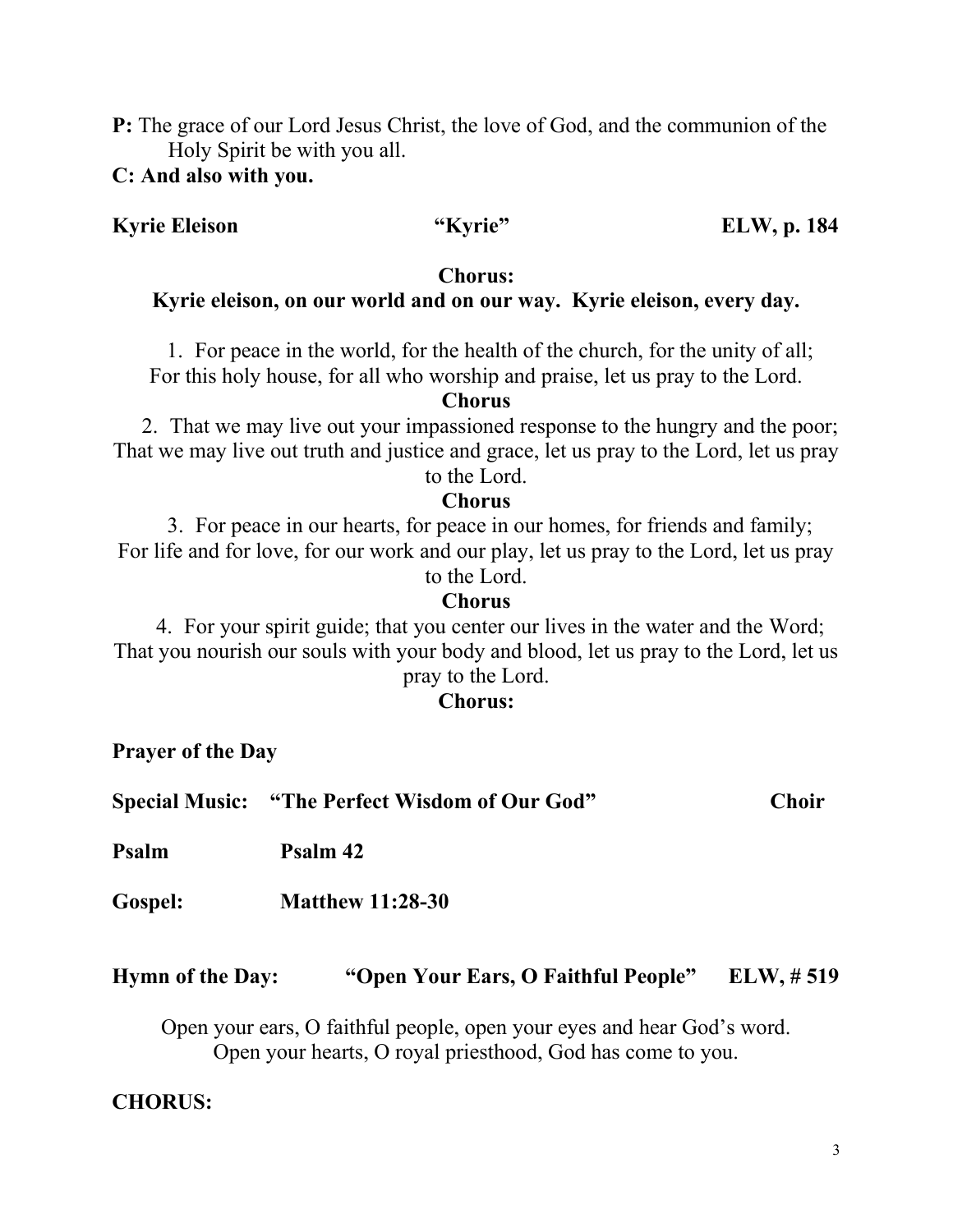**P:** The grace of our Lord Jesus Christ, the love of God, and the communion of the Holy Spirit be with you all.

**C: And also with you.**

**Kyrie Eleison** **"Kyrie"** **ELW, p. 184**

**Chorus:**
**Kyrie eleison, on our world and on our way. Kyrie eleison, every day.**

1. For peace in the world, for the health of the church, for the unity of all;
For this holy house, for all who worship and praise, let us pray to the Lord.

**Chorus**

2. That we may live out your impassioned response to the hungry and the poor;
That we may live out truth and justice and grace, let us pray to the Lord, let us pray to the Lord.

**Chorus**

3. For peace in our hearts, for peace in our homes, for friends and family;
For life and for love, for our work and our play, let us pray to the Lord, let us pray to the Lord.

**Chorus**

4. For your spirit guide; that you center our lives in the water and the Word;
That you nourish our souls with your body and blood, let us pray to the Lord, let us pray to the Lord.

**Chorus:**

**Prayer of the Day**

**Special Music: "The Perfect Wisdom of Our God"** **Choir**

**Psalm** **Psalm 42**

**Gospel:** **Matthew 11:28-30**

**Hymn of the Day:** **"Open Your Ears, O Faithful People"** **ELW, # 519**

Open your ears, O faithful people, open your eyes and hear God's word.
Open your hearts, O royal priesthood, God has come to you.

**CHORUS:**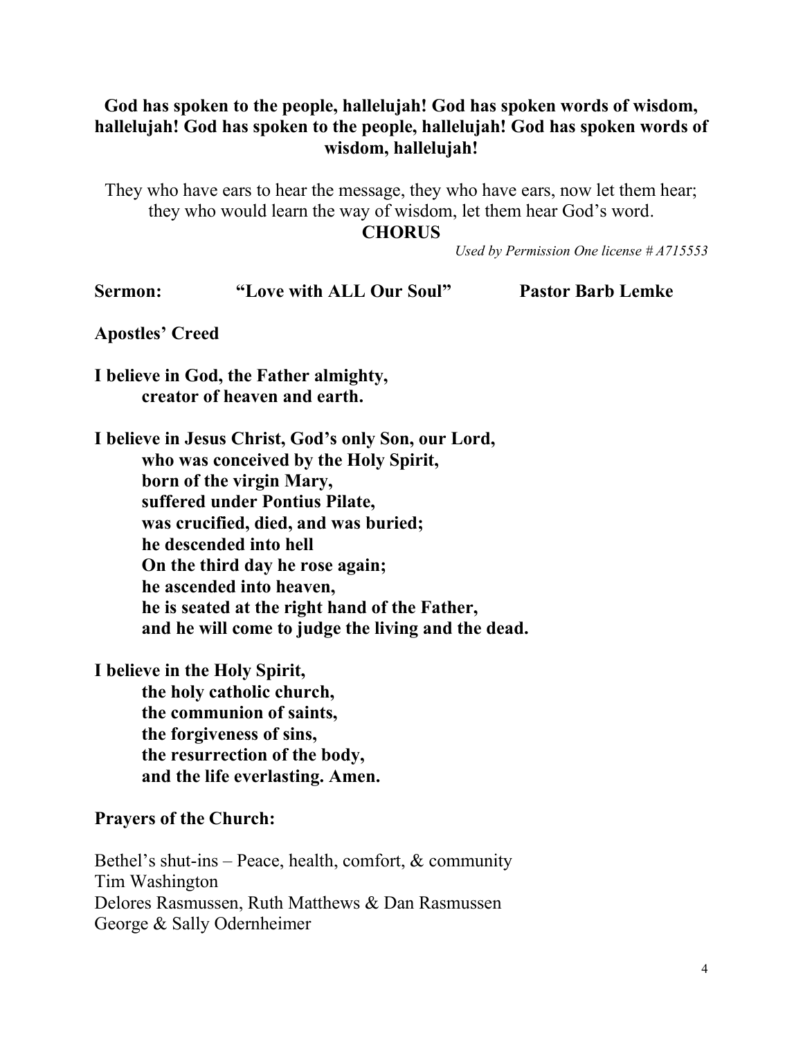**God has spoken to the people, hallelujah! God has spoken words of wisdom, hallelujah! God has spoken to the people, hallelujah! God has spoken words of wisdom, hallelujah!**

They who have ears to hear the message, they who have ears, now let them hear; they who would learn the way of wisdom, let them hear God's word.

**CHORUS**

*Used by Permission One license # A715553*

**Sermon: "Love with ALL Our Soul" Pastor Barb Lemke**

**Apostles' Creed**

**I believe in God, the Father almighty,**
**creator of heaven and earth.**

**I believe in Jesus Christ, God's only Son, our Lord,**
**who was conceived by the Holy Spirit,**
**born of the virgin Mary,**
**suffered under Pontius Pilate,**
**was crucified, died, and was buried;**
**he descended into hell**
**On the third day he rose again;**
**he ascended into heaven,**
**he is seated at the right hand of the Father,**
**and he will come to judge the living and the dead.**

**I believe in the Holy Spirit,**
**the holy catholic church,**
**the communion of saints,**
**the forgiveness of sins,**
**the resurrection of the body,**
**and the life everlasting. Amen.**

**Prayers of the Church:**

Bethel's shut-ins – Peace, health, comfort, & community
Tim Washington
Delores Rasmussen, Ruth Matthews & Dan Rasmussen
George & Sally Odernheimer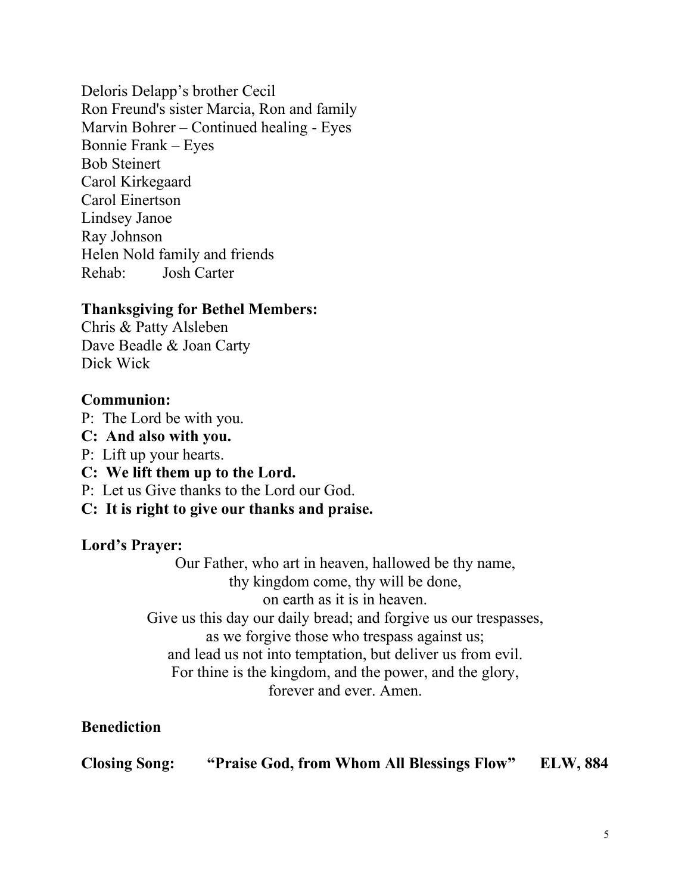Deloris Delapp's brother Cecil
Ron Freund's sister Marcia, Ron and family
Marvin Bohrer – Continued healing - Eyes
Bonnie Frank – Eyes
Bob Steinert
Carol Kirkegaard
Carol Einertson
Lindsey Janoe
Ray Johnson
Helen Nold family and friends
Rehab: Josh Carter

**Thanksgiving for Bethel Members:**
Chris & Patty Alsleben
Dave Beadle & Joan Carty
Dick Wick

**Communion:**
P: The Lord be with you.
**C: And also with you.**
P: Lift up your hearts.
**C: We lift them up to the Lord.**
P: Let us Give thanks to the Lord our God.
**C: It is right to give our thanks and praise.**

**Lord's Prayer:**

Our Father, who art in heaven, hallowed be thy name,
thy kingdom come, thy will be done,
on earth as it is in heaven.
Give us this day our daily bread; and forgive us our trespasses,
as we forgive those who trespass against us;
and lead us not into temptation, but deliver us from evil.
For thine is the kingdom, and the power, and the glory,
forever and ever. Amen.

**Benediction**

**Closing Song: "Praise God, from Whom All Blessings Flow" ELW, 884**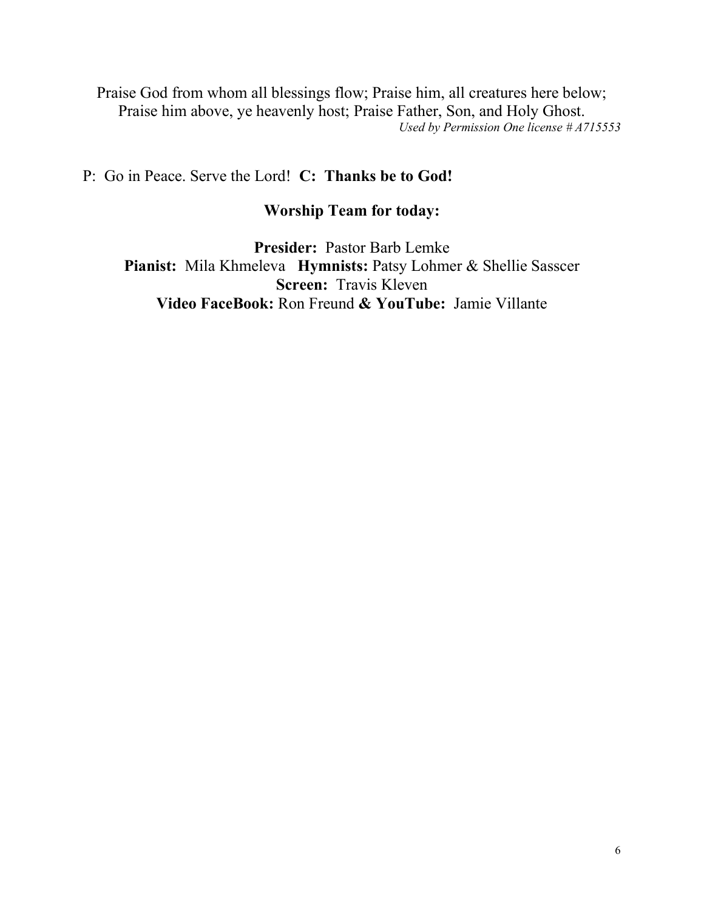Praise God from whom all blessings flow; Praise him, all creatures here below;
Praise him above, ye heavenly host; Praise Father, Son, and Holy Ghost.

*Used by Permission One license # A715553*

P: Go in Peace. Serve the Lord! **C: Thanks be to God!**

**Worship Team for today:**

**Presider:** Pastor Barb Lemke
**Pianist:** Mila Khmeleva **Hymnists:** Patsy Lohmer & Shellie Sasscer
**Screen:** Travis Kleven
**Video FaceBook:** Ron Freund **& YouTube:** Jamie Villante